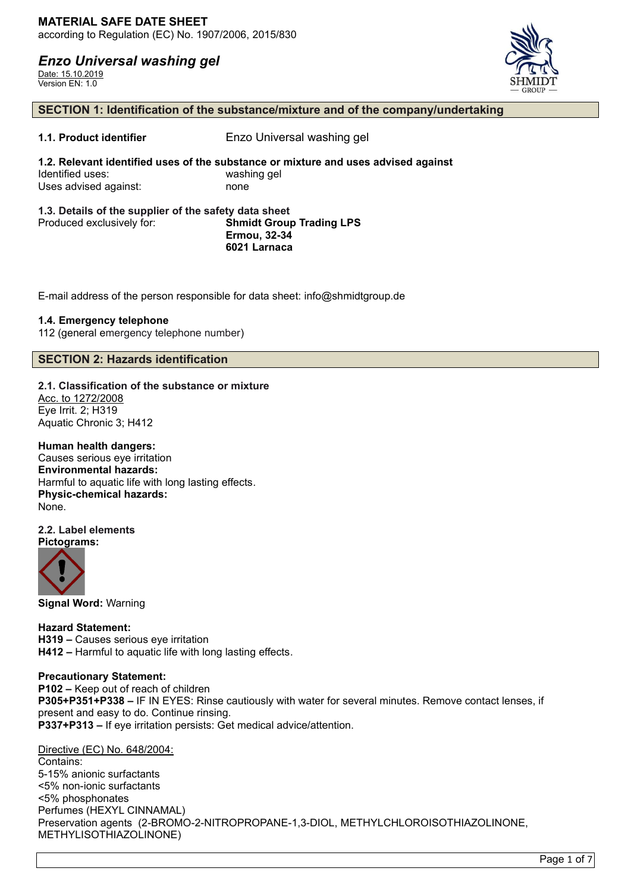# MATERIAL SAFE DATE SHEET

according to Regulation (EC) No. 1907/2006, 2015/830

## *Enzo Universal washing gel*

Date: 15.10.2019
Version EN: 1.0

## SECTION 1: Identification of the substance/mixture and of the company/undertaking

**1.1. Product identifier** Enzo Universal washing gel

**1.2. Relevant identified uses of the substance or mixture and uses advised against**

Identified uses: washing gel
Uses advised against: none

**1.3. Details of the supplier of the safety data sheet**

Produced exclusively for: **Shmidt Group Trading LPS**
**Ermou, 32-34**
**6021 Larnaca**

E-mail address of the person responsible for data sheet: info@shmidtgroup.de

**1.4. Emergency telephone**

112 (general emergency telephone number)

## SECTION 2: Hazards identification

**2.1. Classification of the substance or mixture**

Acc. to 1272/2008
Eye Irrit. 2; H319
Aquatic Chronic 3; H412

**Human health dangers:**
Causes serious eye irritation
**Environmental hazards:**
Harmful to aquatic life with long lasting effects.
**Physic-chemical hazards:**
None.

**2.2. Label elements**
**Pictograms:**

**Signal Word:** Warning

**Hazard Statement:**
**H319 –** Causes serious eye irritation
**H412 –** Harmful to aquatic life with long lasting effects.

**Precautionary Statement:**
**P102 –** Keep out of reach of children
**P305+P351+P338 –** IF IN EYES: Rinse cautiously with water for several minutes. Remove contact lenses, if present and easy to do. Continue rinsing.
**P337+P313 –** If eye irritation persists: Get medical advice/attention.

Directive (EC) No. 648/2004:
Contains:
5-15% anionic surfactants
<5% non-ionic surfactants
<5% phosphonates
Perfumes (HEXYL CINNAMAL)
Preservation agents (2-BROMO-2-NITROPROPANE-1,3-DIOL, METHYLCHLOROISOTHIAZOLINONE, METHYLISOTHIAZOLINONE)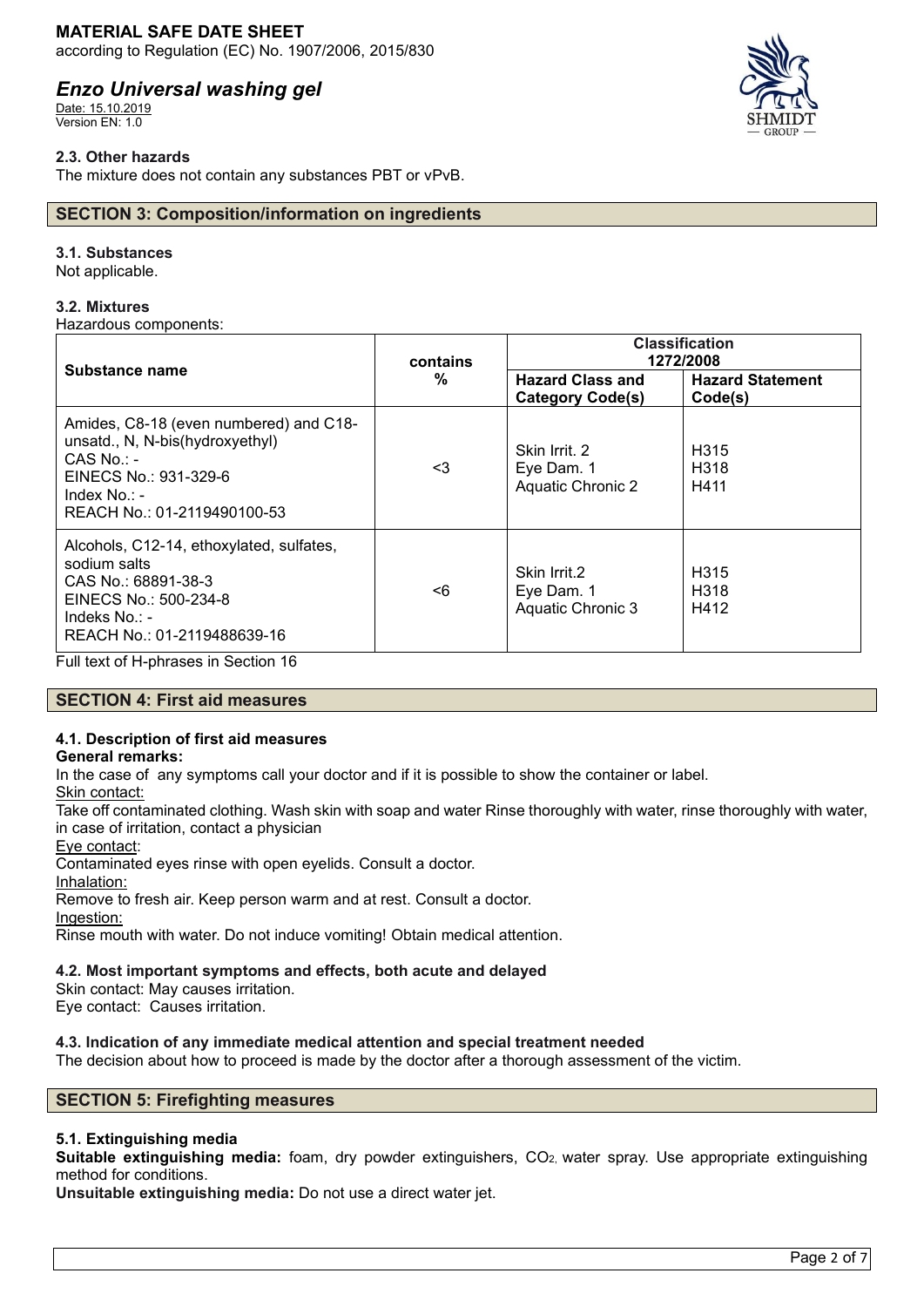### 2.3. Other hazards

The mixture does not contain any substances PBT or vPvB.

## SECTION 3: Composition/information on ingredients

### 3.1. Substances

Not applicable.

### 3.2. Mixtures

Hazardous components:

| Substance name | contains % | Classification 1272/2008 | |
|---|---|---|---|
| | | **Hazard Class and Category Code(s)** | **Hazard Statement Code(s)** |
| Amides, C8-18 (even numbered) and C18-unsatd., N, N-bis(hydroxyethyl)<br>CAS No.: -<br>EINECS No.: 931-329-6<br>Index No.: -<br>REACH No.: 01-2119490100-53 | <3 | Skin Irrit. 2<br>Eye Dam. 1<br>Aquatic Chronic 2 | H315<br>H318<br>H411 |
| Alcohols, C12-14, ethoxylated, sulfates, sodium salts<br>CAS No.: 68891-38-3<br>EINECS No.: 500-234-8<br>Indeks No.: -<br>REACH No.: 01-2119488639-16 | <6 | Skin Irrit.2<br>Eye Dam. 1<br>Aquatic Chronic 3 | H315<br>H318<br>H412 |

Full text of H-phrases in Section 16

## SECTION 4: First aid measures

### 4.1. Description of first aid measures

**General remarks:**

In the case of any symptoms call your doctor and if it is possible to show the container or label.

Skin contact:

Take off contaminated clothing. Wash skin with soap and water Rinse thoroughly with water, rinse thoroughly with water, in case of irritation, contact a physician

Eye contact:

Contaminated eyes rinse with open eyelids. Consult a doctor.

Inhalation:

Remove to fresh air. Keep person warm and at rest. Consult a doctor.

Ingestion:

Rinse mouth with water. Do not induce vomiting! Obtain medical attention.

### 4.2. Most important symptoms and effects, both acute and delayed

Skin contact: May causes irritation.
Eye contact: Causes irritation.

### 4.3. Indication of any immediate medical attention and special treatment needed

The decision about how to proceed is made by the doctor after a thorough assessment of the victim.

## SECTION 5: Firefighting measures

### 5.1. Extinguishing media

**Suitable extinguishing media:** foam, dry powder extinguishers, $CO_2$, water spray. Use appropriate extinguishing method for conditions.

**Unsuitable extinguishing media:** Do not use a direct water jet.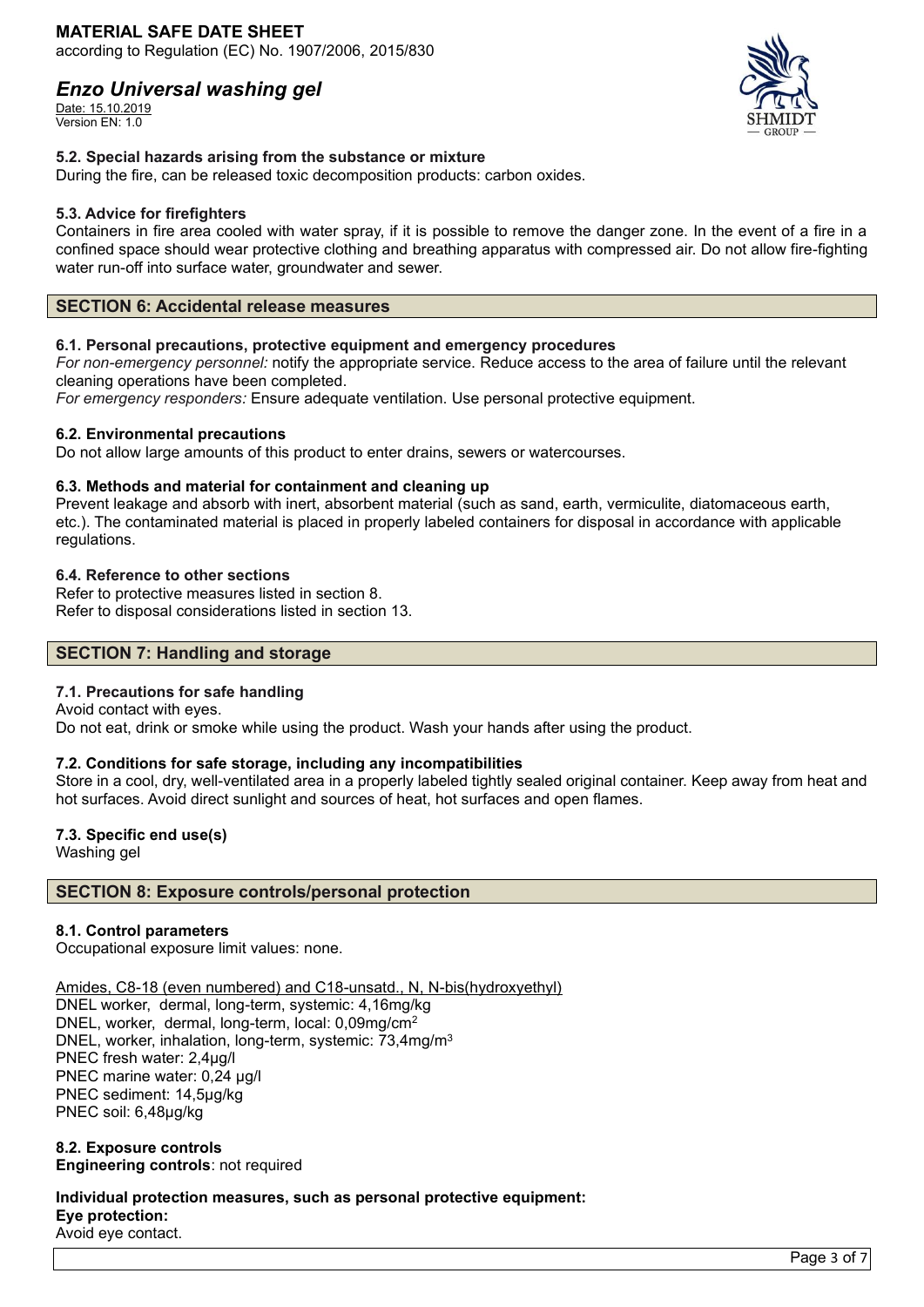### 5.2. Special hazards arising from the substance or mixture

During the fire, can be released toxic decomposition products: carbon oxides.

### 5.3. Advice for firefighters

Containers in fire area cooled with water spray, if it is possible to remove the danger zone. In the event of a fire in a confined space should wear protective clothing and breathing apparatus with compressed air. Do not allow fire-fighting water run-off into surface water, groundwater and sewer.

## SECTION 6: Accidental release measures

### 6.1. Personal precautions, protective equipment and emergency procedures

*For non-emergency personnel:* notify the appropriate service. Reduce access to the area of failure until the relevant cleaning operations have been completed.

*For emergency responders:* Ensure adequate ventilation. Use personal protective equipment.

### 6.2. Environmental precautions

Do not allow large amounts of this product to enter drains, sewers or watercourses.

### 6.3. Methods and material for containment and cleaning up

Prevent leakage and absorb with inert, absorbent material (such as sand, earth, vermiculite, diatomaceous earth, etc.). The contaminated material is placed in properly labeled containers for disposal in accordance with applicable regulations.

### 6.4. Reference to other sections

Refer to protective measures listed in section 8.
Refer to disposal considerations listed in section 13.

## SECTION 7: Handling and storage

### 7.1. Precautions for safe handling

Avoid contact with eyes.
Do not eat, drink or smoke while using the product. Wash your hands after using the product.

### 7.2. Conditions for safe storage, including any incompatibilities

Store in a cool, dry, well-ventilated area in a properly labeled tightly sealed original container. Keep away from heat and hot surfaces. Avoid direct sunlight and sources of heat, hot surfaces and open flames.

### 7.3. Specific end use(s)

Washing gel

## SECTION 8: Exposure controls/personal protection

### 8.1. Control parameters

Occupational exposure limit values: none.

Amides, C8-18 (even numbered) and C18-unsatd., N, N-bis(hydroxyethyl)
DNEL worker, dermal, long-term, systemic: 4,16mg/kg
DNEL, worker, dermal, long-term, local: 0,09mg/$cm^2$
DNEL, worker, inhalation, long-term, systemic: 73,4mg/$m^3$
PNEC fresh water: 2,4µg/l
PNEC marine water: 0,24 µg/l
PNEC sediment: 14,5µg/kg
PNEC soil: 6,48µg/kg

### 8.2. Exposure controls

**Engineering controls**: not required

**Individual protection measures, such as personal protective equipment:**

**Eye protection:**
Avoid eye contact.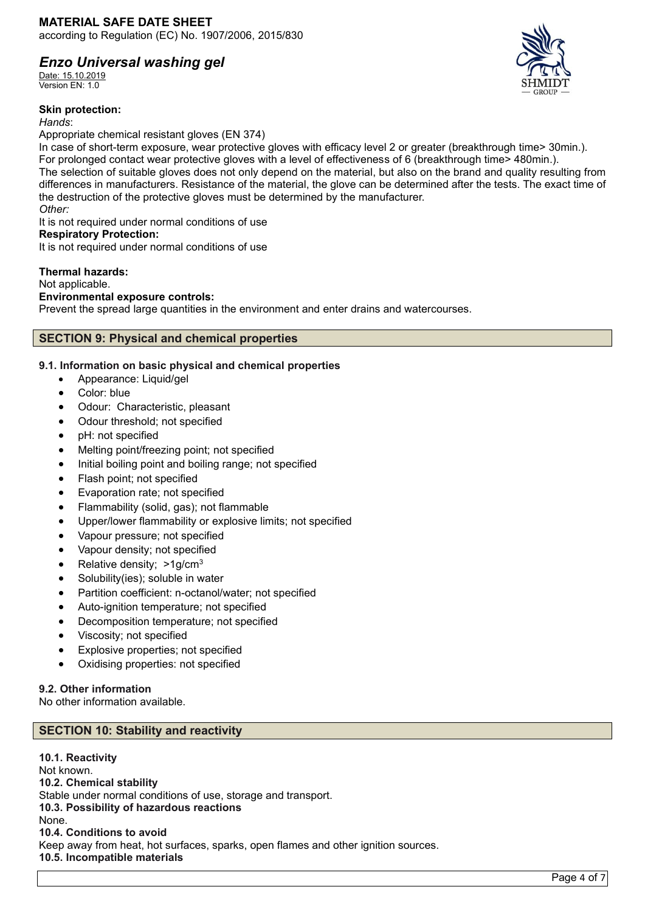**Skin protection:**

*Hands*:

Appropriate chemical resistant gloves (EN 374)

In case of short-term exposure, wear protective gloves with efficacy level 2 or greater (breakthrough time> 30min.).
For prolonged contact wear protective gloves with a level of effectiveness of 6 (breakthrough time> 480min.).
The selection of suitable gloves does not only depend on the material, but also on the brand and quality resulting from differences in manufacturers. Resistance of the material, the glove can be determined after the tests. The exact time of the destruction of the protective gloves must be determined by the manufacturer.

*Other:*

It is not required under normal conditions of use

**Respiratory Protection:**

It is not required under normal conditions of use

**Thermal hazards:**

Not applicable.

**Environmental exposure controls:**

Prevent the spread large quantities in the environment and enter drains and watercourses.

## SECTION 9: Physical and chemical properties

**9.1. Information on basic physical and chemical properties**

- Appearance: Liquid/gel
- Color: blue
- Odour: Characteristic, pleasant
- Odour threshold; not specified
- pH: not specified
- Melting point/freezing point; not specified
- Initial boiling point and boiling range; not specified
- Flash point; not specified
- Evaporation rate; not specified
- Flammability (solid, gas); not flammable
- Upper/lower flammability or explosive limits; not specified
- Vapour pressure; not specified
- Vapour density; not specified
- Relative density; >1g/cm$^3$
- Solubility(ies); soluble in water
- Partition coefficient: n-octanol/water; not specified
- Auto-ignition temperature; not specified
- Decomposition temperature; not specified
- Viscosity; not specified
- Explosive properties; not specified
- Oxidising properties: not specified

**9.2. Other information**

No other information available.

## SECTION 10: Stability and reactivity

**10.1. Reactivity**

Not known.

**10.2. Chemical stability**

Stable under normal conditions of use, storage and transport.

**10.3. Possibility of hazardous reactions**

None.

**10.4. Conditions to avoid**

Keep away from heat, hot surfaces, sparks, open flames and other ignition sources.

**10.5. Incompatible materials**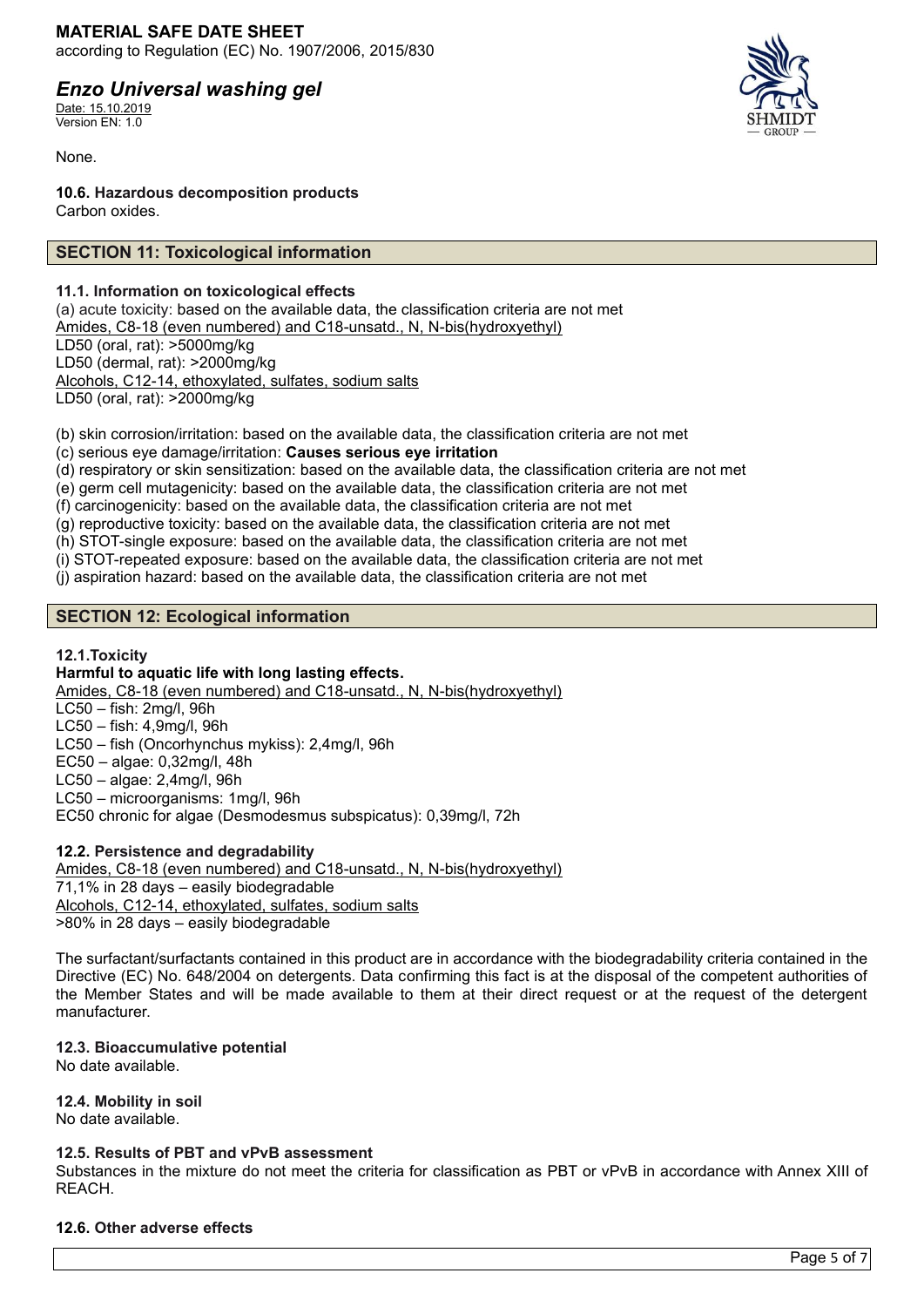None.

**10.6. Hazardous decomposition products**

Carbon oxides.

## SECTION 11: Toxicological information

**11.1. Information on toxicological effects**

(a) acute toxicity: based on the available data, the classification criteria are not met

Amides, C8-18 (even numbered) and C18-unsatd., N, N-bis(hydroxyethyl)

LD50 (oral, rat): >5000mg/kg

LD50 (dermal, rat): >2000mg/kg

Alcohols, C12-14, ethoxylated, sulfates, sodium salts

LD50 (oral, rat): >2000mg/kg

(b) skin corrosion/irritation: based on the available data, the classification criteria are not met

(c) serious eye damage/irritation: **Causes serious eye irritation**

(d) respiratory or skin sensitization: based on the available data, the classification criteria are not met

(e) germ cell mutagenicity: based on the available data, the classification criteria are not met

(f) carcinogenicity: based on the available data, the classification criteria are not met

(g) reproductive toxicity: based on the available data, the classification criteria are not met

(h) STOT-single exposure: based on the available data, the classification criteria are not met

(i) STOT-repeated exposure: based on the available data, the classification criteria are not met

(j) aspiration hazard: based on the available data, the classification criteria are not met

## SECTION 12: Ecological information

**12.1.Toxicity**

**Harmful to aquatic life with long lasting effects.**

Amides, C8-18 (even numbered) and C18-unsatd., N, N-bis(hydroxyethyl)

LC50 – fish: 2mg/l, 96h

LC50 – fish: 4,9mg/l, 96h

LC50 – fish (Oncorhynchus mykiss): 2,4mg/l, 96h

EC50 – algae: 0,32mg/l, 48h

LC50 – algae: 2,4mg/l, 96h

LC50 – microorganisms: 1mg/l, 96h

EC50 chronic for algae (Desmodesmus subspicatus): 0,39mg/l, 72h

**12.2. Persistence and degradability**

Amides, C8-18 (even numbered) and C18-unsatd., N, N-bis(hydroxyethyl)

71,1% in 28 days – easily biodegradable

Alcohols, C12-14, ethoxylated, sulfates, sodium salts

>80% in 28 days – easily biodegradable

The surfactant/surfactants contained in this product are in accordance with the biodegradability criteria contained in the Directive (EC) No. 648/2004 on detergents. Data confirming this fact is at the disposal of the competent authorities of the Member States and will be made available to them at their direct request or at the request of the detergent manufacturer.

**12.3. Bioaccumulative potential**

No date available.

**12.4. Mobility in soil**

No date available.

**12.5. Results of PBT and vPvB assessment**

Substances in the mixture do not meet the criteria for classification as PBT or vPvB in accordance with Annex XIII of REACH.

**12.6. Other adverse effects**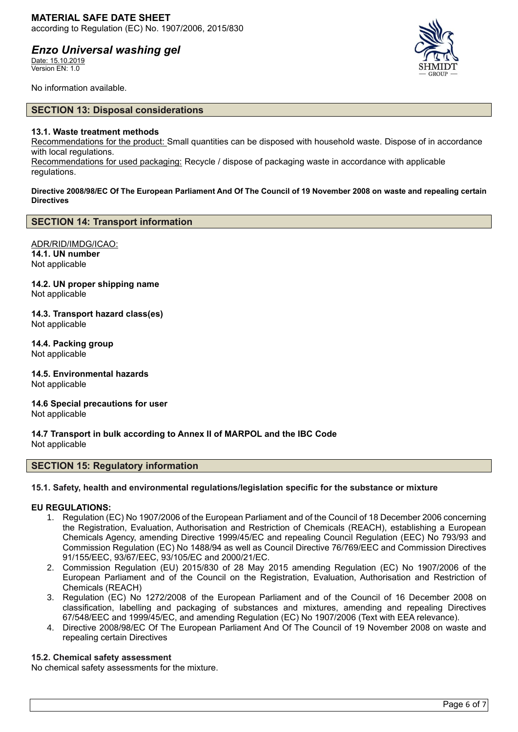No information available.

## SECTION 13: Disposal considerations

**13.1. Waste treatment methods**

Recommendations for the product: Small quantities can be disposed with household waste. Dispose of in accordance with local regulations.

Recommendations for used packaging: Recycle / dispose of packaging waste in accordance with applicable regulations.

**Directive 2008/98/EC Of The European Parliament And Of The Council of 19 November 2008 on waste and repealing certain Directives**

## SECTION 14: Transport information

ADR/RID/IMDG/ICAO:

**14.1. UN number**

Not applicable

**14.2. UN proper shipping name**

Not applicable

**14.3. Transport hazard class(es)**

Not applicable

**14.4. Packing group**

Not applicable

**14.5. Environmental hazards**

Not applicable

**14.6 Special precautions for user**

Not applicable

**14.7 Transport in bulk according to Annex II of MARPOL and the IBC Code**

Not applicable

## SECTION 15: Regulatory information

**15.1. Safety, health and environmental regulations/legislation specific for the substance or mixture**

**EU REGULATIONS:**

1. Regulation (EC) No 1907/2006 of the European Parliament and of the Council of 18 December 2006 concerning the Registration, Evaluation, Authorisation and Restriction of Chemicals (REACH), establishing a European Chemicals Agency, amending Directive 1999/45/EC and repealing Council Regulation (EEC) No 793/93 and Commission Regulation (EC) No 1488/94 as well as Council Directive 76/769/EEC and Commission Directives 91/155/EEC, 93/67/EEC, 93/105/EC and 2000/21/EC.
2. Commission Regulation (EU) 2015/830 of 28 May 2015 amending Regulation (EC) No 1907/2006 of the European Parliament and of the Council on the Registration, Evaluation, Authorisation and Restriction of Chemicals (REACH)
3. Regulation (EC) No 1272/2008 of the European Parliament and of the Council of 16 December 2008 on classification, labelling and packaging of substances and mixtures, amending and repealing Directives 67/548/EEC and 1999/45/EC, and amending Regulation (EC) No 1907/2006 (Text with EEA relevance).
4. Directive 2008/98/EC Of The European Parliament And Of The Council of 19 November 2008 on waste and repealing certain Directives

**15.2. Chemical safety assessment**

No chemical safety assessments for the mixture.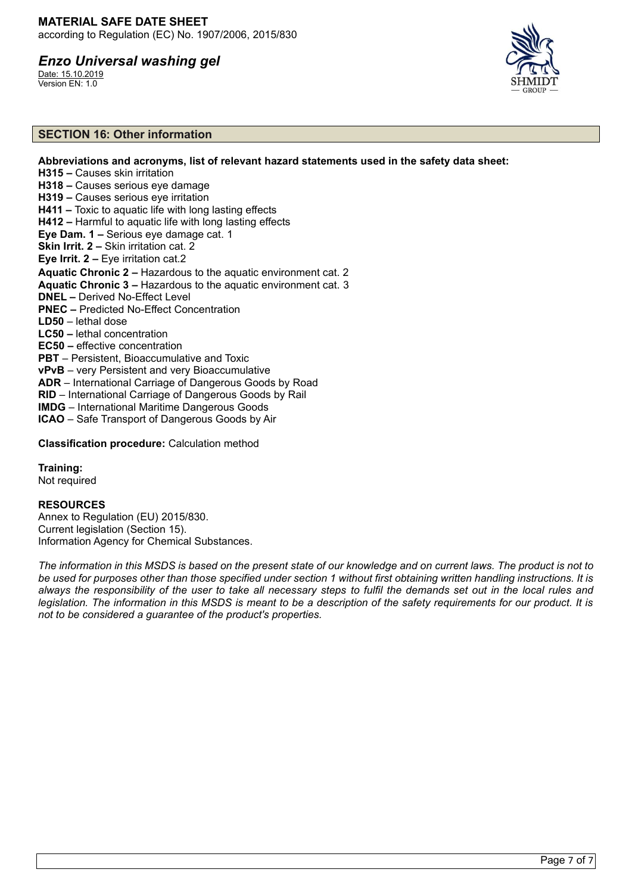## SECTION 16: Other information

**Abbreviations and acronyms, list of relevant hazard statements used in the safety data sheet:**

**H315 –** Causes skin irritation
**H318 –** Causes serious eye damage
**H319 –** Causes serious eye irritation
**H411 –** Toxic to aquatic life with long lasting effects
**H412 –** Harmful to aquatic life with long lasting effects
**Eye Dam. 1 –** Serious eye damage cat. 1
**Skin Irrit. 2 –** Skin irritation cat. 2
**Eye Irrit. 2 –** Eye irritation cat.2
**Aquatic Chronic 2 –** Hazardous to the aquatic environment cat. 2
**Aquatic Chronic 3 –** Hazardous to the aquatic environment cat. 3
**DNEL –** Derived No-Effect Level
**PNEC –** Predicted No-Effect Concentration
**LD50** – lethal dose
**LC50 –** lethal concentration
**EC50 –** effective concentration
**PBT** – Persistent, Bioaccumulative and Toxic
**vPvB** – very Persistent and very Bioaccumulative
**ADR** – International Carriage of Dangerous Goods by Road
**RID** – International Carriage of Dangerous Goods by Rail
**IMDG** – International Maritime Dangerous Goods
**ICAO** – Safe Transport of Dangerous Goods by Air

**Classification procedure:** Calculation method

**Training:**
Not required

**RESOURCES**
Annex to Regulation (EU) 2015/830.
Current legislation (Section 15).
Information Agency for Chemical Substances.

*The information in this MSDS is based on the present state of our knowledge and on current laws. The product is not to be used for purposes other than those specified under section 1 without first obtaining written handling instructions. It is always the responsibility of the user to take all necessary steps to fulfil the demands set out in the local rules and legislation. The information in this MSDS is meant to be a description of the safety requirements for our product. It is not to be considered a guarantee of the product's properties.*